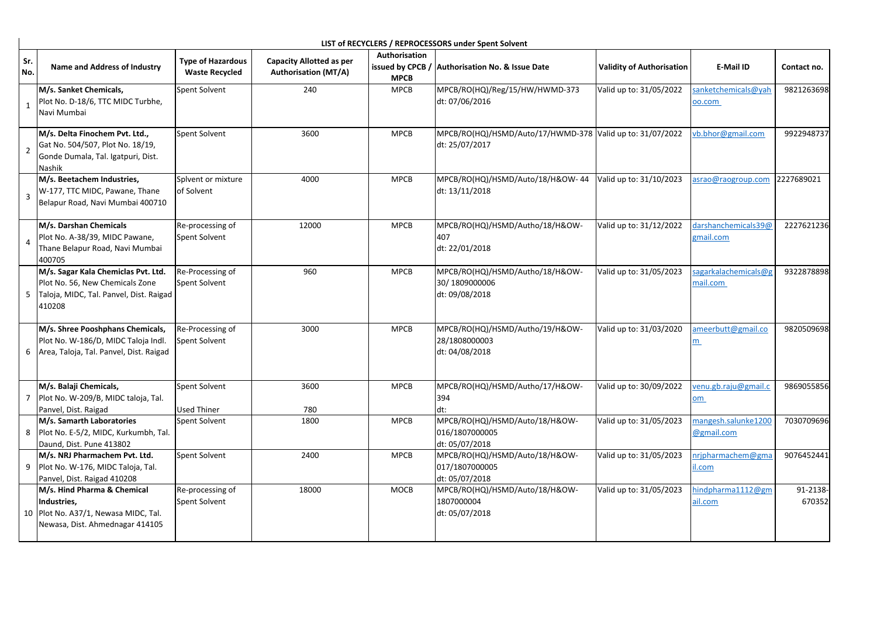**LIST of RECYCLERS / REPROCESSORS under Spent Solvent**

| Sr. No. | Name and Address of Industry | Type of Hazardous Waste Recycled | Capacity Allotted as per Authorisation (MT/A) | Authorisation issued by CPCB / MPCB | Authorisation No. & Issue Date | Validity of Authorisation | E-Mail ID | Contact no. |
|---|---|---|---|---|---|---|---|---|
| 1 | **M/s. Sanket Chemicals,** Plot No. D-18/6, TTC MIDC Turbhe, Navi Mumbai | Spent Solvent | 240 | MPCB | MPCB/RO(HQ)/Reg/15/HW/HWMD-373 dt: 07/06/2016 | Valid up to: 31/05/2022 | sanketchemicals@yahoo.com | 9821263698 |
| 2 | **M/s. Delta Finochem Pvt. Ltd.,** Gat No. 504/507, Plot No. 18/19, Gonde Dumala, Tal. Igatpuri, Dist. Nashik | Spent Solvent | 3600 | MPCB | MPCB/RO(HQ)/HSMD/Auto/17/HWMD-378 dt: 25/07/2017 | Valid up to: 31/07/2022 | vb.bhor@gmail.com | 9922948737 |
| 3 | **M/s. Beetachem Industries,** W-177, TTC MIDC, Pawane, Thane Belapur Road, Navi Mumbai 400710 | Splvent or mixture of Solvent | 4000 | MPCB | MPCB/RO(HQ)/HSMD/Auto/18/H&OW- 44 dt: 13/11/2018 | Valid up to: 31/10/2023 | asrao@raogroup.com | 2227689021 |
| 4 | **M/s. Darshan Chemicals** Plot No. A-38/39, MIDC Pawane, Thane Belapur Road, Navi Mumbai 400705 | Re-processing of Spent Solvent | 12000 | MPCB | MPCB/RO(HQ)/HSMD/Autho/18/H&OW-407 dt: 22/01/2018 | Valid up to: 31/12/2022 | darshanchemicals39@gmail.com | 2227621236 |
| 5 | **M/s. Sagar Kala Chemiclas Pvt. Ltd.** Plot No. 56, New Chemicals Zone Taloja, MIDC, Tal. Panvel, Dist. Raigad 410208 | Re-Processing of Spent Solvent | 960 | MPCB | MPCB/RO(HQ)/HSMD/Autho/18/H&OW-30/ 1809000006 dt: 09/08/2018 | Valid up to: 31/05/2023 | sagarkalachemicals@gmail.com | 9322878898 |
| 6 | **M/s. Shree Pooshphans Chemicals,** Plot No. W-186/D, MIDC Taloja Indl. Area, Taloja, Tal. Panvel, Dist. Raigad | Re-Processing of Spent Solvent | 3000 | MPCB | MPCB/RO(HQ)/HSMD/Autho/19/H&OW-28/1808000003 dt: 04/08/2018 | Valid up to: 31/03/2020 | ameerbutt@gmail.com | 9820509698 |
| 7 | **M/s. Balaji Chemicals,** Plot No. W-209/B, MIDC taloja, Tal. Panvel, Dist. Raigad | Spent Solvent<br>Used Thiner | 3600<br>780 | MPCB | MPCB/RO(HQ)/HSMD/Autho/17/H&OW-394 dt: | Valid up to: 30/09/2022 | venu.gb.raju@gmail.com | 9869055856 |
| 8 | **M/s. Samarth Laboratories** Plot No. E-5/2, MIDC, Kurkumbh, Tal. Daund, Dist. Pune 413802 | Spent Solvent | 1800 | MPCB | MPCB/RO(HQ)/HSMD/Auto/18/H&OW-016/1807000005 dt: 05/07/2018 | Valid up to: 31/05/2023 | mangesh.salunke1200@gmail.com | 7030709696 |
| 9 | **M/s. NRJ Pharmachem Pvt. Ltd.** Plot No. W-176, MIDC Taloja, Tal. Panvel, Dist. Raigad 410208 | Spent Solvent | 2400 | MPCB | MPCB/RO(HQ)/HSMD/Auto/18/H&OW-017/1807000005 dt: 05/07/2018 | Valid up to: 31/05/2023 | nrjpharmachem@gmail.com | 9076452441 |
| 10 | **M/s. Hind Pharma & Chemical Industries,** Plot No. A37/1, Newasa MIDC, Tal. Newasa, Dist. Ahmednagar 414105 | Re-processing of Spent Solvent | 18000 | MOCB | MPCB/RO(HQ)/HSMD/Auto/18/H&OW-1807000004 dt: 05/07/2018 | Valid up to: 31/05/2023 | hindpharma1112@gmail.com | 91-2138-670352 |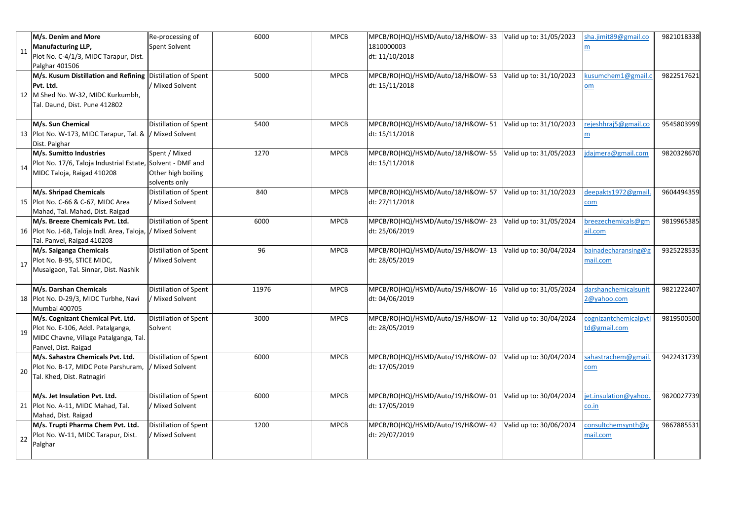| | | | | | | | | |
|---|---|---|---|---|---|---|---|---|
| 11 | **M/s. Denim and More Manufacturing LLP,** Plot No. C-4/1/3, MIDC Tarapur, Dist. Palghar 401506 | Re-processing of Spent Solvent | 6000 | MPCB | MPCB/RO(HQ)/HSMD/Auto/18/H&OW- 33 1810000003 dt: 11/10/2018 | Valid up to: 31/05/2023 | sha.jimit89@gmail.com | 9821018338 |
| 12 | **M/s. Kusum Distillation and Refining Pvt. Ltd.** M Shed No. W-32, MIDC Kurkumbh, Tal. Daund, Dist. Pune 412802 | Distillation of Spent / Mixed Solvent | 5000 | MPCB | MPCB/RO(HQ)/HSMD/Auto/18/H&OW- 53 dt: 15/11/2018 | Valid up to: 31/10/2023 | kusumchem1@gmail.com | 9822517621 |
| 13 | **M/s. Sun Chemical** Plot No. W-173, MIDC Tarapur, Tal. & Dist. Palghar | Distillation of Spent / Mixed Solvent | 5400 | MPCB | MPCB/RO(HQ)/HSMD/Auto/18/H&OW- 51 dt: 15/11/2018 | Valid up to: 31/10/2023 | rejeshhraj5@gmail.com | 9545803999 |
| 14 | **M/s. Sumitto Industries** Plot No. 17/6, Taloja Industrial Estate, MIDC Taloja, Raigad 410208 | Spent / Mixed Solvent - DMF and Other high boiling solvents only | 1270 | MPCB | MPCB/RO(HQ)/HSMD/Auto/18/H&OW- 55 dt: 15/11/2018 | Valid up to: 31/05/2023 | jdajmera@gmail.com | 9820328670 |
| 15 | **M/s. Shripad Chemicals** Plot No. C-66 & C-67, MIDC Area Mahad, Tal. Mahad, Dist. Raigad | Distillation of Spent / Mixed Solvent | 840 | MPCB | MPCB/RO(HQ)/HSMD/Auto/18/H&OW- 57 dt: 27/11/2018 | Valid up to: 31/10/2023 | deepakts1972@gmail.com | 9604494359 |
| 16 | **M/s. Breeze Chemicals Pvt. Ltd.** Plot No. J-68, Taloja Indl. Area, Taloja, Tal. Panvel, Raigad 410208 | Distillation of Spent / Mixed Solvent | 6000 | MPCB | MPCB/RO(HQ)/HSMD/Auto/19/H&OW- 23 dt: 25/06/2019 | Valid up to: 31/05/2024 | breezechemicals@gmail.com | 9819965385 |
| 17 | **M/s. Saiganga Chemicals** Plot No. B-95, STICE MIDC, Musalgaon, Tal. Sinnar, Dist. Nashik | Distillation of Spent / Mixed Solvent | 96 | MPCB | MPCB/RO(HQ)/HSMD/Auto/19/H&OW- 13 dt: 28/05/2019 | Valid up to: 30/04/2024 | bainadecharansing@gmail.com | 9325228535 |
| 18 | **M/s. Darshan Chemicals** Plot No. D-29/3, MIDC Turbhe, Navi Mumbai 400705 | Distillation of Spent / Mixed Solvent | 11976 | MPCB | MPCB/RO(HQ)/HSMD/Auto/19/H&OW- 16 dt: 04/06/2019 | Valid up to: 31/05/2024 | darshanchemicalsunit2@yahoo.com | 9821222407 |
| 19 | **M/s. Cognizant Chemical Pvt. Ltd.** Plot No. E-106, Addl. Patalganga, MIDC Chavne, Village Patalganga, Tal. Panvel, Dist. Raigad | Distillation of Spent Solvent | 3000 | MPCB | MPCB/RO(HQ)/HSMD/Auto/19/H&OW- 12 dt: 28/05/2019 | Valid up to: 30/04/2024 | cognizantchemicalpvtltd@gmail.com | 9819500500 |
| 20 | **M/s. Sahastra Chemicals Pvt. Ltd.** Plot No. B-17, MIDC Pote Parshuram, Tal. Khed, Dist. Ratnagiri | Distillation of Spent / Mixed Solvent | 6000 | MPCB | MPCB/RO(HQ)/HSMD/Auto/19/H&OW- 02 dt: 17/05/2019 | Valid up to: 30/04/2024 | sahastrachem@gmail.com | 9422431739 |
| 21 | **M/s. Jet Insulation Pvt. Ltd.** Plot No. A-11, MIDC Mahad, Tal. Mahad, Dist. Raigad | Distillation of Spent / Mixed Solvent | 6000 | MPCB | MPCB/RO(HQ)/HSMD/Auto/19/H&OW- 01 dt: 17/05/2019 | Valid up to: 30/04/2024 | jet.insulation@yahoo.co.in | 9820027739 |
| 22 | **M/s. Trupti Pharma Chem Pvt. Ltd.** Plot No. W-11, MIDC Tarapur, Dist. Palghar | Distillation of Spent / Mixed Solvent | 1200 | MPCB | MPCB/RO(HQ)/HSMD/Auto/19/H&OW- 42 dt: 29/07/2019 | Valid up to: 30/06/2024 | consultchemsynth@gmail.com | 9867885531 |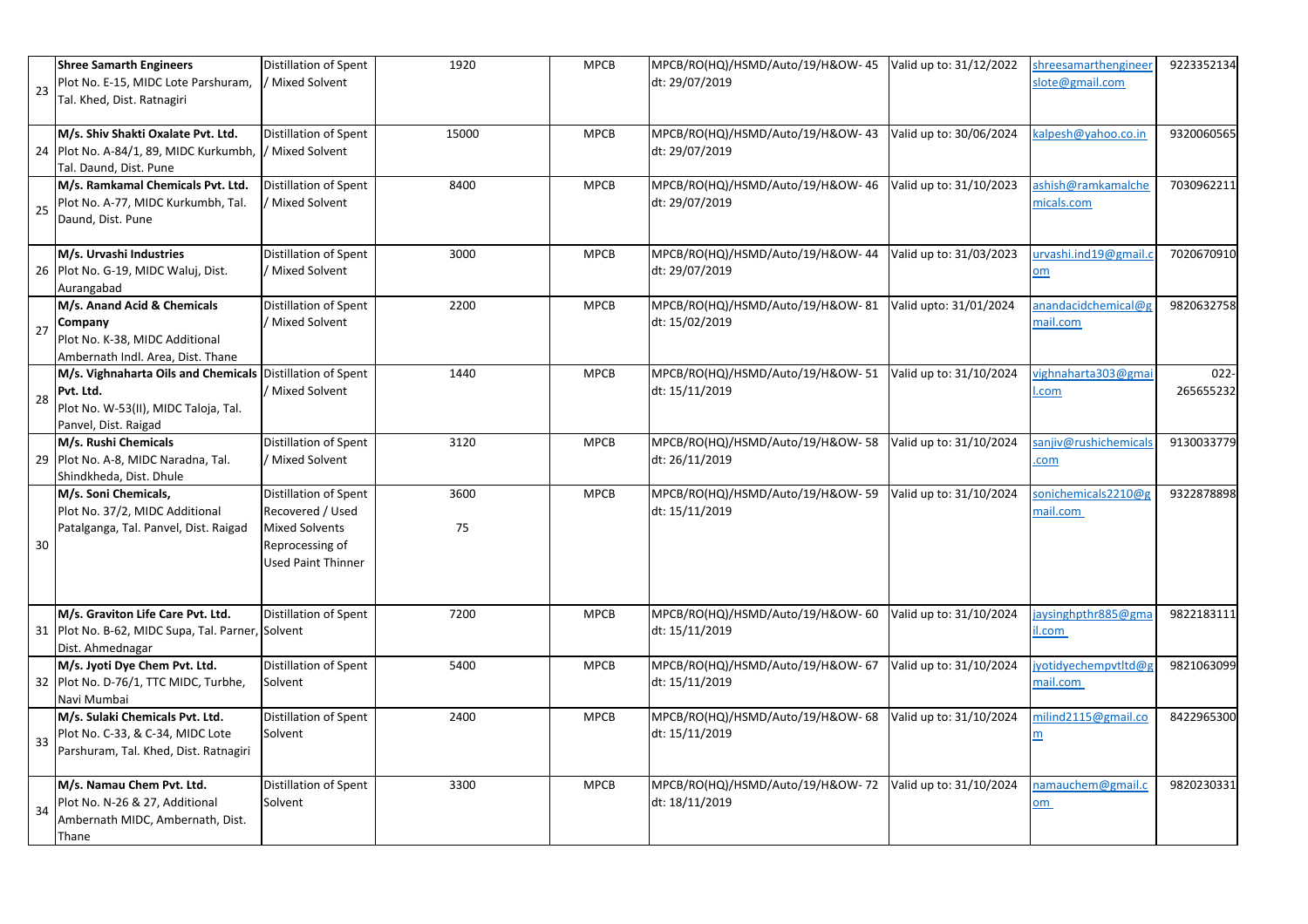| 23 | **Shree Samarth Engineers** Plot No. E-15, MIDC Lote Parshuram, Tal. Khed, Dist. Ratnagiri | Distillation of Spent / Mixed Solvent | 1920 | MPCB | MPCB/RO(HQ)/HSMD/Auto/19/H&OW- 45 dt: 29/07/2019 | Valid up to: 31/12/2022 | shreesamarthengineerslote@gmail.com | 9223352134 |
|---|---|---|---|---|---|---|---|---|
| 24 | **M/s. Shiv Shakti Oxalate Pvt. Ltd.** Plot No. A-84/1, 89, MIDC Kurkumbh, Tal. Daund, Dist. Pune | Distillation of Spent / Mixed Solvent | 15000 | MPCB | MPCB/RO(HQ)/HSMD/Auto/19/H&OW- 43 dt: 29/07/2019 | Valid up to: 30/06/2024 | kalpesh@yahoo.co.in | 9320060565 |
| 25 | **M/s. Ramkamal Chemicals Pvt. Ltd.** Plot No. A-77, MIDC Kurkumbh, Tal. Daund, Dist. Pune | Distillation of Spent / Mixed Solvent | 8400 | MPCB | MPCB/RO(HQ)/HSMD/Auto/19/H&OW- 46 dt: 29/07/2019 | Valid up to: 31/10/2023 | ashish@ramkamalchemicals.com | 7030962211 |
| 26 | **M/s. Urvashi Industries** Plot No. G-19, MIDC Waluj, Dist. Aurangabad | Distillation of Spent / Mixed Solvent | 3000 | MPCB | MPCB/RO(HQ)/HSMD/Auto/19/H&OW- 44 dt: 29/07/2019 | Valid up to: 31/03/2023 | urvashi.ind19@gmail.com | 7020670910 |
| 27 | **M/s. Anand Acid & Chemicals Company** Plot No. K-38, MIDC Additional Ambernath Indl. Area, Dist. Thane | Distillation of Spent / Mixed Solvent | 2200 | MPCB | MPCB/RO(HQ)/HSMD/Auto/19/H&OW- 81 dt: 15/02/2019 | Valid upto: 31/01/2024 | anandacidchemical@gmail.com | 9820632758 |
| 28 | **M/s. Vighnaharta Oils and Chemicals Pvt. Ltd.** Plot No. W-53(II), MIDC Taloja, Tal. Panvel, Dist. Raigad | Distillation of Spent / Mixed Solvent | 1440 | MPCB | MPCB/RO(HQ)/HSMD/Auto/19/H&OW- 51 dt: 15/11/2019 | Valid up to: 31/10/2024 | vighnaharta303@gmail.com | 022-265655232 |
| 29 | **M/s. Rushi Chemicals** Plot No. A-8, MIDC Naradna, Tal. Shindkheda, Dist. Dhule | Distillation of Spent / Mixed Solvent | 3120 | MPCB | MPCB/RO(HQ)/HSMD/Auto/19/H&OW- 58 dt: 26/11/2019 | Valid up to: 31/10/2024 | sanjiv@rushichemicals.com | 9130033779 |
| 30 | **M/s. Soni Chemicals,** Plot No. 37/2, MIDC Additional Patalganga, Tal. Panvel, Dist. Raigad | Distillation of Spent Recovered / Used Mixed Solvents<br>Reprocessing of Used Paint Thinner | 3600<br>75 | MPCB | MPCB/RO(HQ)/HSMD/Auto/19/H&OW- 59 dt: 15/11/2019 | Valid up to: 31/10/2024 | sonichemicals2210@gmail.com | 9322878898 |
| 31 | **M/s. Graviton Life Care Pvt. Ltd.** Plot No. B-62, MIDC Supa, Tal. Parner, Dist. Ahmednagar | Distillation of Spent Solvent | 7200 | MPCB | MPCB/RO(HQ)/HSMD/Auto/19/H&OW- 60 dt: 15/11/2019 | Valid up to: 31/10/2024 | jaysinghpthr885@gmail.com | 9822183111 |
| 32 | **M/s. Jyoti Dye Chem Pvt. Ltd.** Plot No. D-76/1, TTC MIDC, Turbhe, Navi Mumbai | Distillation of Spent Solvent | 5400 | MPCB | MPCB/RO(HQ)/HSMD/Auto/19/H&OW- 67 dt: 15/11/2019 | Valid up to: 31/10/2024 | jyotidyechempvtltd@gmail.com | 9821063099 |
| 33 | **M/s. Sulaki Chemicals Pvt. Ltd.** Plot No. C-33, & C-34, MIDC Lote Parshuram, Tal. Khed, Dist. Ratnagiri | Distillation of Spent Solvent | 2400 | MPCB | MPCB/RO(HQ)/HSMD/Auto/19/H&OW- 68 dt: 15/11/2019 | Valid up to: 31/10/2024 | milind2115@gmail.com | 8422965300 |
| 34 | **M/s. Namau Chem Pvt. Ltd.** Plot No. N-26 & 27, Additional Ambernath MIDC, Ambernath, Dist. Thane | Distillation of Spent Solvent | 3300 | MPCB | MPCB/RO(HQ)/HSMD/Auto/19/H&OW- 72 dt: 18/11/2019 | Valid up to: 31/10/2024 | namauchem@gmail.com | 9820230331 |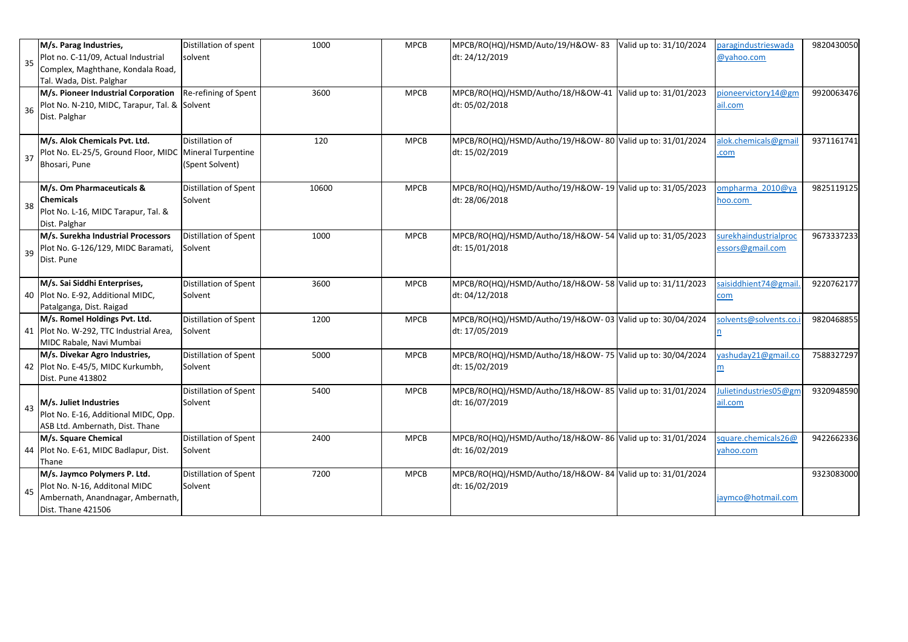| | | | | | | | | |
|---|---|---|---|---|---|---|---|---|
| 35 | **M/s. Parag Industries,** Plot no. C-11/09, Actual Industrial Complex, Maghthane, Kondala Road, Tal. Wada, Dist. Palghar | Distillation of spent solvent | 1000 | MPCB | MPCB/RO(HQ)/HSMD/Auto/19/H&OW- 83 dt: 24/12/2019 | Valid up to: 31/10/2024 | paragindustrieswada@yahoo.com | 9820430050 |
| 36 | **M/s. Pioneer Industrial Corporation** Plot No. N-210, MIDC, Tarapur, Tal. & Dist. Palghar | Re-refining of Spent Solvent | 3600 | MPCB | MPCB/RO(HQ)/HSMD/Autho/18/H&OW-41 dt: 05/02/2018 | Valid up to: 31/01/2023 | pioneervictory14@gmail.com | 9920063476 |
| 37 | **M/s. Alok Chemicals Pvt. Ltd.** Plot No. EL-25/5, Ground Floor, MIDC Bhosari, Pune | Distillation of Mineral Turpentine (Spent Solvent) | 120 | MPCB | MPCB/RO(HQ)/HSMD/Autho/19/H&OW- 80 dt: 15/02/2019 | Valid up to: 31/01/2024 | alok.chemicals@gmail.com | 9371161741 |
| 38 | **M/s. Om Pharmaceuticals & Chemicals** Plot No. L-16, MIDC Tarapur, Tal. & Dist. Palghar | Distillation of Spent Solvent | 10600 | MPCB | MPCB/RO(HQ)/HSMD/Autho/19/H&OW- 19 dt: 28/06/2018 | Valid up to: 31/05/2023 | ompharma_2010@yahoo.com | 9825119125 |
| 39 | **M/s. Surekha Industrial Processors** Plot No. G-126/129, MIDC Baramati, Dist. Pune | Distillation of Spent Solvent | 1000 | MPCB | MPCB/RO(HQ)/HSMD/Autho/18/H&OW- 54 dt: 15/01/2018 | Valid up to: 31/05/2023 | surekhaindustrialprocessors@gmail.com | 9673337233 |
| 40 | **M/s. Sai Siddhi Enterprises,** Plot No. E-92, Additional MIDC, Patalganga, Dist. Raigad | Distillation of Spent Solvent | 3600 | MPCB | MPCB/RO(HQ)/HSMD/Autho/18/H&OW- 58 dt: 04/12/2018 | Valid up to: 31/11/2023 | saisiddhient74@gmail.com | 9220762177 |
| 41 | **M/s. Romel Holdings Pvt. Ltd.** Plot No. W-292, TTC Industrial Area, MIDC Rabale, Navi Mumbai | Distillation of Spent Solvent | 1200 | MPCB | MPCB/RO(HQ)/HSMD/Autho/19/H&OW- 03 dt: 17/05/2019 | Valid up to: 30/04/2024 | solvents@solvents.co.in | 9820468855 |
| 42 | **M/s. Divekar Agro Industries,** Plot No. E-45/5, MIDC Kurkumbh, Dist. Pune 413802 | Distillation of Spent Solvent | 5000 | MPCB | MPCB/RO(HQ)/HSMD/Autho/18/H&OW- 75 dt: 15/02/2019 | Valid up to: 30/04/2024 | yashuday21@gmail.com | 7588327297 |
| 43 | **M/s. Juliet Industries** Plot No. E-16, Additional MIDC, Opp. ASB Ltd. Ambernath, Dist. Thane | Distillation of Spent Solvent | 5400 | MPCB | MPCB/RO(HQ)/HSMD/Autho/18/H&OW- 85 dt: 16/07/2019 | Valid up to: 31/01/2024 | Julietindustries05@gmail.com | 9320948590 |
| 44 | **M/s. Square Chemical** Plot No. E-61, MIDC Badlapur, Dist. Thane | Distillation of Spent Solvent | 2400 | MPCB | MPCB/RO(HQ)/HSMD/Autho/18/H&OW- 86 dt: 16/02/2019 | Valid up to: 31/01/2024 | square.chemicals26@yahoo.com | 9422662336 |
| 45 | **M/s. Jaymco Polymers P. Ltd.** Plot No. N-16, Additonal MIDC Ambernath, Anandnagar, Ambernath, Dist. Thane 421506 | Distillation of Spent Solvent | 7200 | MPCB | MPCB/RO(HQ)/HSMD/Autho/18/H&OW- 84 dt: 16/02/2019 | Valid up to: 31/01/2024 | jaymco@hotmail.com | 9323083000 |